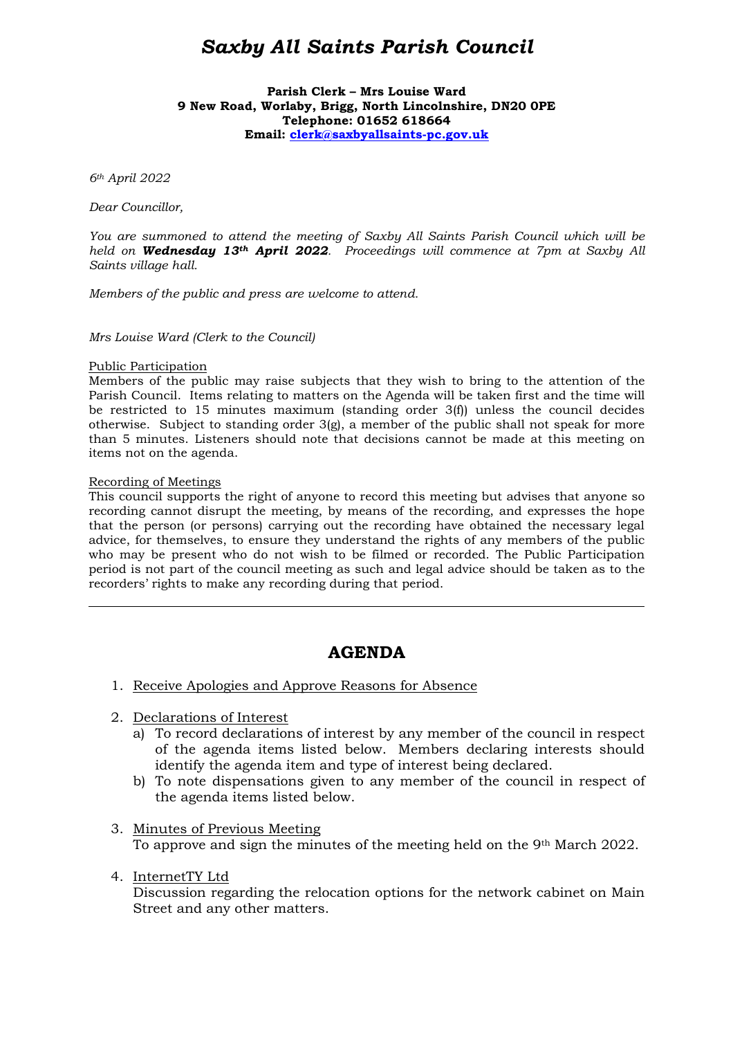# *Saxby All Saints Parish Council*

**Parish Clerk – Mrs Louise Ward**
**9 New Road, Worlaby, Brigg, North Lincolnshire, DN20 0PE**
**Telephone: 01652 618664**
**Email: clerk@saxbyallsaints-pc.gov.uk**

*6th April 2022*

*Dear Councillor,*

*You are summoned to attend the meeting of Saxby All Saints Parish Council which will be held on **Wednesday 13th April 2022**. Proceedings will commence at 7pm at Saxby All Saints village hall.*

*Members of the public and press are welcome to attend.*

*Mrs Louise Ward (Clerk to the Council)*

Public Participation

Members of the public may raise subjects that they wish to bring to the attention of the Parish Council. Items relating to matters on the Agenda will be taken first and the time will be restricted to 15 minutes maximum (standing order 3(f)) unless the council decides otherwise. Subject to standing order 3(g), a member of the public shall not speak for more than 5 minutes. Listeners should note that decisions cannot be made at this meeting on items not on the agenda.

Recording of Meetings

This council supports the right of anyone to record this meeting but advises that anyone so recording cannot disrupt the meeting, by means of the recording, and expresses the hope that the person (or persons) carrying out the recording have obtained the necessary legal advice, for themselves, to ensure they understand the rights of any members of the public who may be present who do not wish to be filmed or recorded. The Public Participation period is not part of the council meeting as such and legal advice should be taken as to the recorders' rights to make any recording during that period.

---

## AGENDA

1. Receive Apologies and Approve Reasons for Absence

2. Declarations of Interest
   a) To record declarations of interest by any member of the council in respect of the agenda items listed below. Members declaring interests should identify the agenda item and type of interest being declared.
   b) To note dispensations given to any member of the council in respect of the agenda items listed below.

3. Minutes of Previous Meeting
   To approve and sign the minutes of the meeting held on the 9th March 2022.

4. InternetTY Ltd
   Discussion regarding the relocation options for the network cabinet on Main Street and any other matters.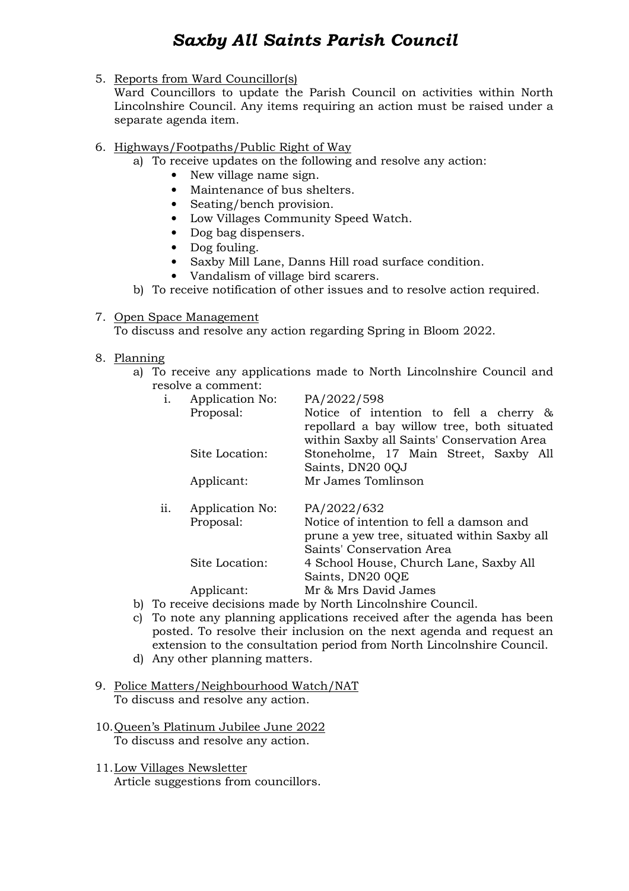5. Reports from Ward Councillor(s)
   Ward Councillors to update the Parish Council on activities within North Lincolnshire Council. Any items requiring an action must be raised under a separate agenda item.

6. Highways/Footpaths/Public Right of Way
   a) To receive updates on the following and resolve any action:
      - New village name sign.
      - Maintenance of bus shelters.
      - Seating/bench provision.
      - Low Villages Community Speed Watch.
      - Dog bag dispensers.
      - Dog fouling.
      - Saxby Mill Lane, Danns Hill road surface condition.
      - Vandalism of village bird scarers.
   b) To receive notification of other issues and to resolve action required.

7. Open Space Management
   To discuss and resolve any action regarding Spring in Bloom 2022.

8. Planning
   a) To receive any applications made to North Lincolnshire Council and resolve a comment:
      i. Application No: PA/2022/598
         Proposal: Notice of intention to fell a cherry & repollard a bay willow tree, both situated within Saxby all Saints' Conservation Area
         Site Location: Stoneholme, 17 Main Street, Saxby All Saints, DN20 0QJ
         Applicant: Mr James Tomlinson

      ii. Application No: PA/2022/632
          Proposal: Notice of intention to fell a damson and prune a yew tree, situated within Saxby all Saints' Conservation Area
          Site Location: 4 School House, Church Lane, Saxby All Saints, DN20 0QE
          Applicant: Mr & Mrs David James
   b) To receive decisions made by North Lincolnshire Council.
   c) To note any planning applications received after the agenda has been posted. To resolve their inclusion on the next agenda and request an extension to the consultation period from North Lincolnshire Council.
   d) Any other planning matters.

9. Police Matters/Neighbourhood Watch/NAT
   To discuss and resolve any action.

10. Queen's Platinum Jubilee June 2022
    To discuss and resolve any action.

11. Low Villages Newsletter
    Article suggestions from councillors.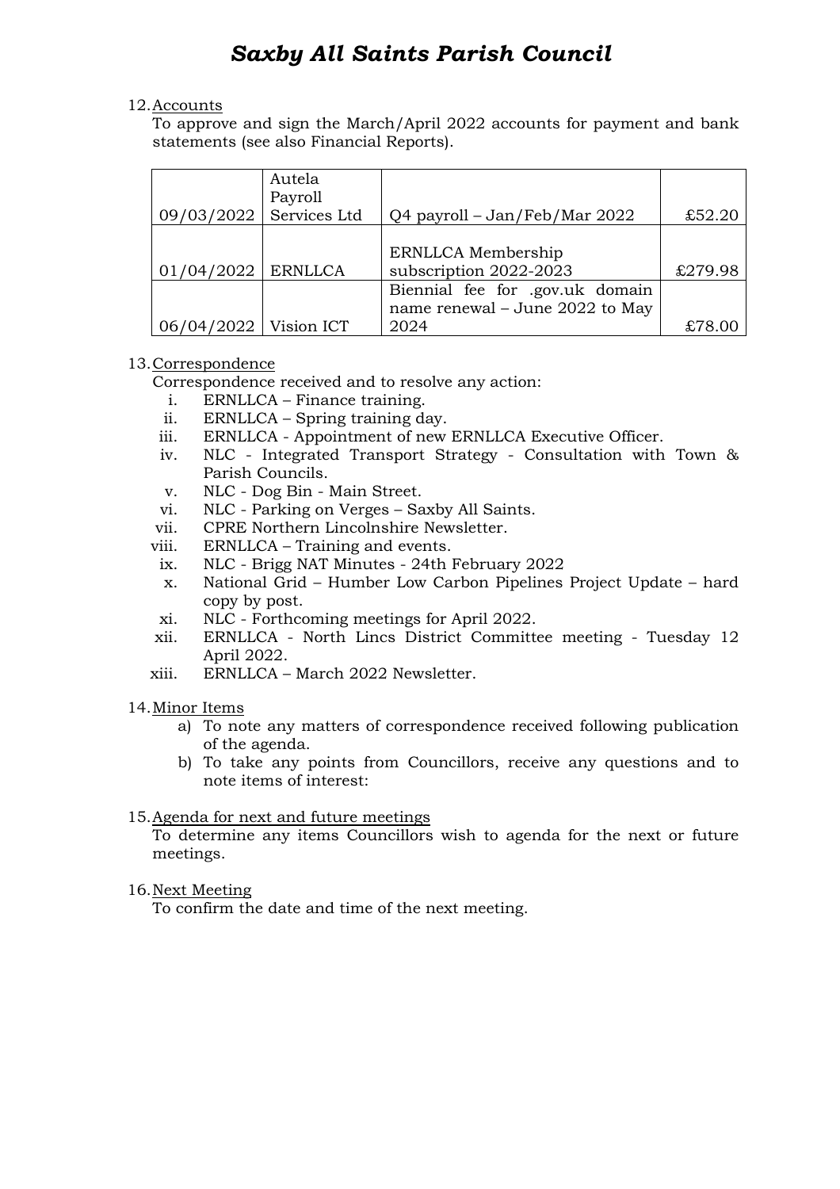# *Saxby All Saints Parish Council*

12. Accounts

To approve and sign the March/April 2022 accounts for payment and bank statements (see also Financial Reports).

| | | | |
|---|---|---|---|
| 09/03/2022 | Autela Payroll Services Ltd | Q4 payroll – Jan/Feb/Mar 2022 | £52.20 |
| 01/04/2022 | ERNLLCA | ERNLLCA Membership subscription 2022-2023 | £279.98 |
| 06/04/2022 | Vision ICT | Biennial fee for .gov.uk domain name renewal – June 2022 to May 2024 | £78.00 |

13. Correspondence

Correspondence received and to resolve any action:

i. ERNLLCA – Finance training.
ii. ERNLLCA – Spring training day.
iii. ERNLLCA - Appointment of new ERNLLCA Executive Officer.
iv. NLC - Integrated Transport Strategy - Consultation with Town & Parish Councils.
v. NLC - Dog Bin - Main Street.
vi. NLC - Parking on Verges – Saxby All Saints.
vii. CPRE Northern Lincolnshire Newsletter.
viii. ERNLLCA – Training and events.
ix. NLC - Brigg NAT Minutes - 24th February 2022
x. National Grid – Humber Low Carbon Pipelines Project Update – hard copy by post.
xi. NLC - Forthcoming meetings for April 2022.
xii. ERNLLCA - North Lincs District Committee meeting - Tuesday 12 April 2022.
xiii. ERNLLCA – March 2022 Newsletter.

14. Minor Items

a) To note any matters of correspondence received following publication of the agenda.
b) To take any points from Councillors, receive any questions and to note items of interest:

15. Agenda for next and future meetings

To determine any items Councillors wish to agenda for the next or future meetings.

16. Next Meeting

To confirm the date and time of the next meeting.